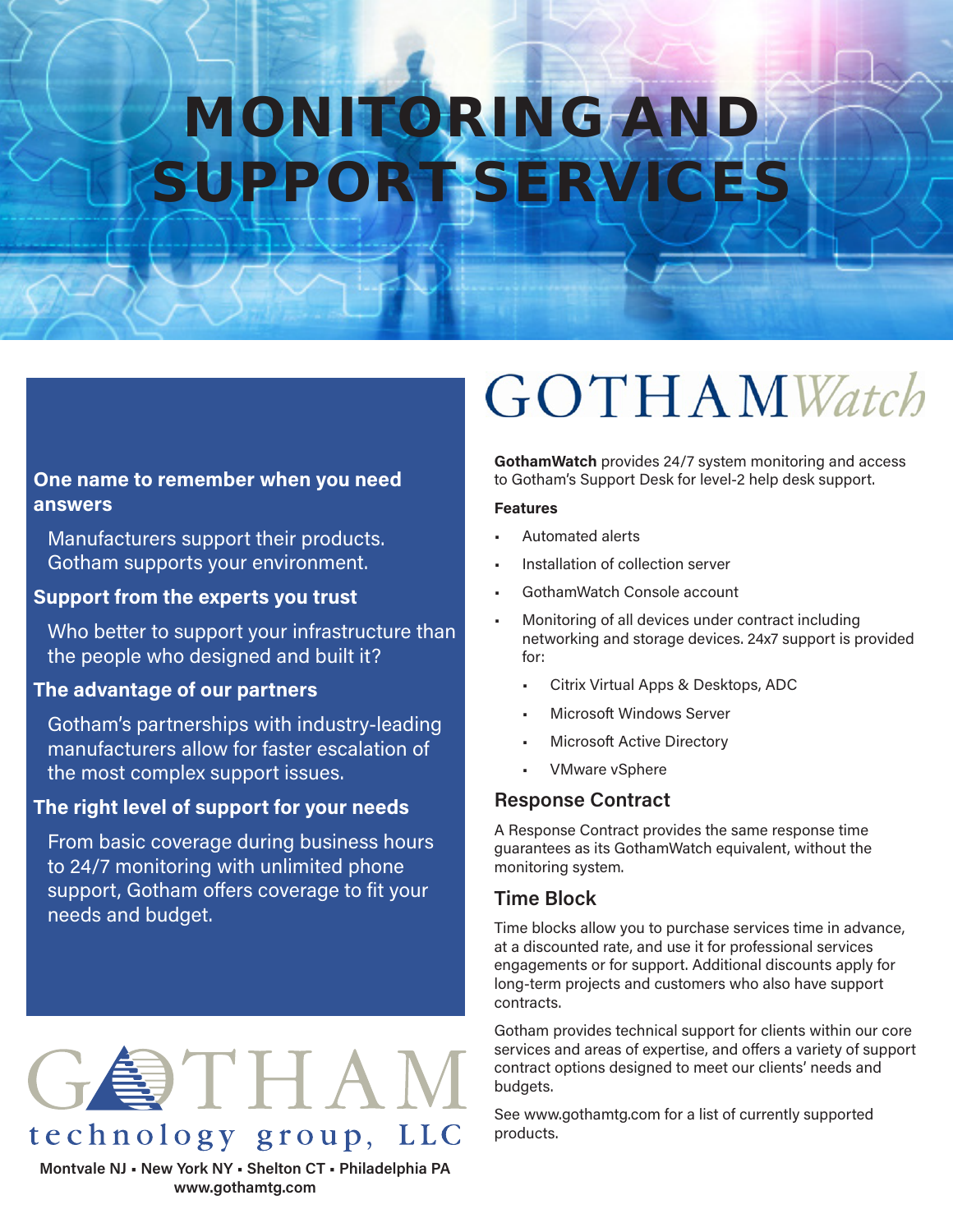# MONITORING AND SUPPORT SERVICES

### One name to remember when you need answers

Manufacturers support their products. Gotham supports your environment.

### Support from the experts you trust

Who better to support your infrastructure than the people who designed and built it?

### The advantage of our partners

Gotham's partnerships with industry-leading manufacturers allow for faster escalation of the most complex support issues.

### The right level of support for your needs

From basic coverage during business hours to 24/7 monitoring with unlimited phone support, Gotham offers coverage to fit your needs and budget.

GOTHAM technology group, LLC

Montvale NJ ▪ New York NY ▪ Shelton CT ▪ Philadelphia PA
www.gothamtg.com

## GOTHAM*Watch*

**GothamWatch** provides 24/7 system monitoring and access to Gotham's Support Desk for level-2 help desk support.

**Features**

- Automated alerts
- Installation of collection server
- GothamWatch Console account
- Monitoring of all devices under contract including networking and storage devices. 24x7 support is provided for:
  - Citrix Virtual Apps & Desktops, ADC
  - Microsoft Windows Server
  - Microsoft Active Directory
  - VMware vSphere

### Response Contract

A Response Contract provides the same response time guarantees as its GothamWatch equivalent, without the monitoring system.

### Time Block

Time blocks allow you to purchase services time in advance, at a discounted rate, and use it for professional services engagements or for support. Additional discounts apply for long-term projects and customers who also have support contracts.

Gotham provides technical support for clients within our core services and areas of expertise, and offers a variety of support contract options designed to meet our clients' needs and budgets.

See www.gothamtg.com for a list of currently supported products.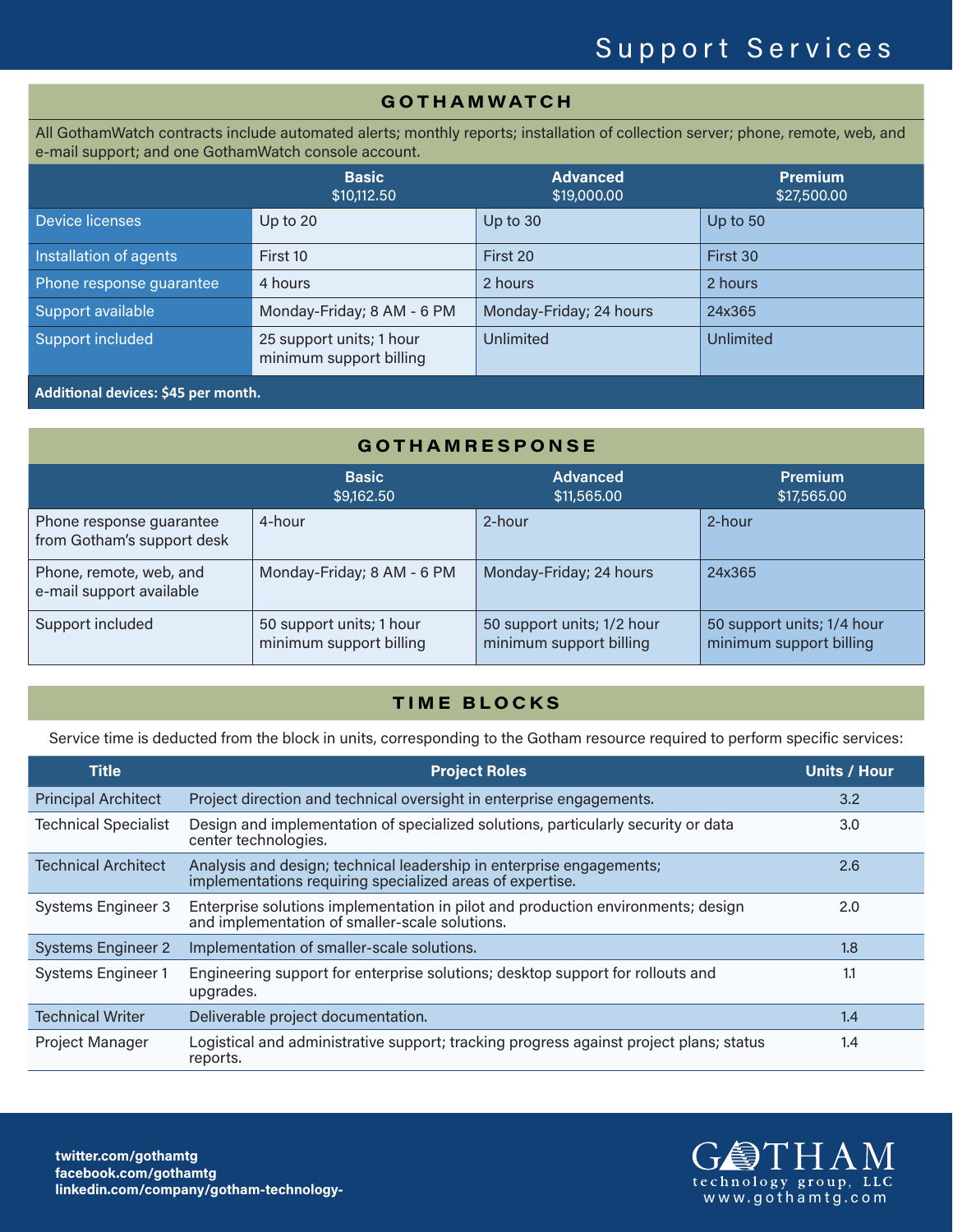# Support Services

## GOTHAMWATCH

All GothamWatch contracts include automated alerts; monthly reports; installation of collection server; phone, remote, web, and e-mail support; and one GothamWatch console account.

| | Basic<br>$10,112.50 | Advanced<br>$19,000.00 | Premium<br>$27,500.00 |
|---|---|---|---|
| Device licenses | Up to 20 | Up to 30 | Up to 50 |
| Installation of agents | First 10 | First 20 | First 30 |
| Phone response guarantee | 4 hours | 2 hours | 2 hours |
| Support available | Monday-Friday; 8 AM - 6 PM | Monday-Friday; 24 hours | 24x365 |
| Support included | 25 support units; 1 hour minimum support billing | Unlimited | Unlimited |

**Additional devices: $45 per month.**

## GOTHAMRESPONSE

| | Basic<br>$9,162.50 | Advanced<br>$11,565.00 | Premium<br>$17,565.00 |
|---|---|---|---|
| Phone response guarantee from Gotham's support desk | 4-hour | 2-hour | 2-hour |
| Phone, remote, web, and e-mail support available | Monday-Friday; 8 AM - 6 PM | Monday-Friday; 24 hours | 24x365 |
| Support included | 50 support units; 1 hour minimum support billing | 50 support units; 1/2 hour minimum support billing | 50 support units; 1/4 hour minimum support billing |

## TIME BLOCKS

Service time is deducted from the block in units, corresponding to the Gotham resource required to perform specific services:

| Title | Project Roles | Units / Hour |
|---|---|---|
| Principal Architect | Project direction and technical oversight in enterprise engagements. | 3.2 |
| Technical Specialist | Design and implementation of specialized solutions, particularly security or data center technologies. | 3.0 |
| Technical Architect | Analysis and design; technical leadership in enterprise engagements; implementations requiring specialized areas of expertise. | 2.6 |
| Systems Engineer 3 | Enterprise solutions implementation in pilot and production environments; design and implementation of smaller-scale solutions. | 2.0 |
| Systems Engineer 2 | Implementation of smaller-scale solutions. | 1.8 |
| Systems Engineer 1 | Engineering support for enterprise solutions; desktop support for rollouts and upgrades. | 1.1 |
| Technical Writer | Deliverable project documentation. | 1.4 |
| Project Manager | Logistical and administrative support; tracking progress against project plans; status reports. | 1.4 |

**twitter.com/gothamtg**
**facebook.com/gothamtg**
**linkedin.com/company/gotham-technology-**

GOTHAM
technology group, LLC
www.gothamtg.com